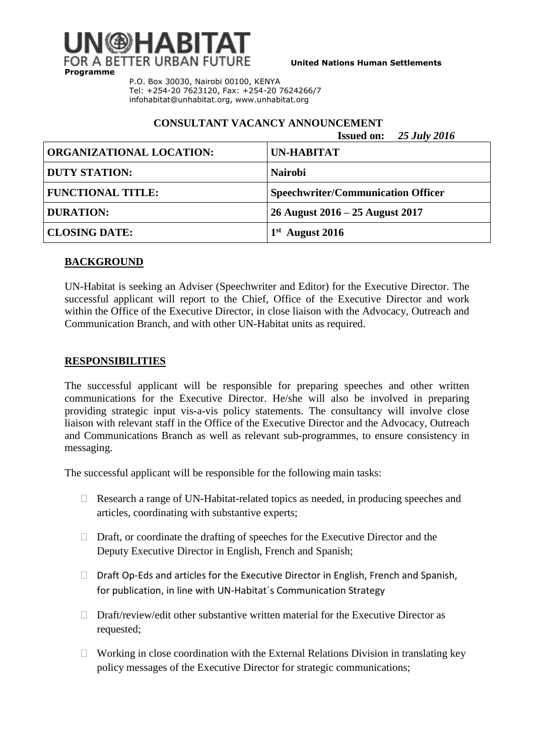UN-HABITAT
FOR A BETTER URBAN FUTURE

**United Nations Human Settlements Programme**

P.O. Box 30030, Nairobi 00100, KENYA
Tel: +254-20 7623120, Fax: +254-20 7624266/7
infohabitat@unhabitat.org, www.unhabitat.org

## CONSULTANT VACANCY ANNOUNCEMENT

**Issued on:** *25 July 2016*

| **ORGANIZATIONAL LOCATION:** | **UN-HABITAT** |
|---|---|
| **DUTY STATION:** | **Nairobi** |
| **FUNCTIONAL TITLE:** | **Speechwriter/Communication Officer** |
| **DURATION:** | **26 August 2016 – 25 August 2017** |
| **CLOSING DATE:** | **1st August 2016** |

### BACKGROUND

UN-Habitat is seeking an Adviser (Speechwriter and Editor) for the Executive Director. The successful applicant will report to the Chief, Office of the Executive Director and work within the Office of the Executive Director, in close liaison with the Advocacy, Outreach and Communication Branch, and with other UN-Habitat units as required.

### RESPONSIBILITIES

The successful applicant will be responsible for preparing speeches and other written communications for the Executive Director. He/she will also be involved in preparing providing strategic input vis-a-vis policy statements. The consultancy will involve close liaison with relevant staff in the Office of the Executive Director and the Advocacy, Outreach and Communications Branch as well as relevant sub-programmes, to ensure consistency in messaging.

The successful applicant will be responsible for the following main tasks:

- Research a range of UN-Habitat-related topics as needed, in producing speeches and articles, coordinating with substantive experts;
- Draft, or coordinate the drafting of speeches for the Executive Director and the Deputy Executive Director in English, French and Spanish;
- Draft Op-Eds and articles for the Executive Director in English, French and Spanish, for publication, in line with UN-Habitat´s Communication Strategy
- Draft/review/edit other substantive written material for the Executive Director as requested;
- Working in close coordination with the External Relations Division in translating key policy messages of the Executive Director for strategic communications;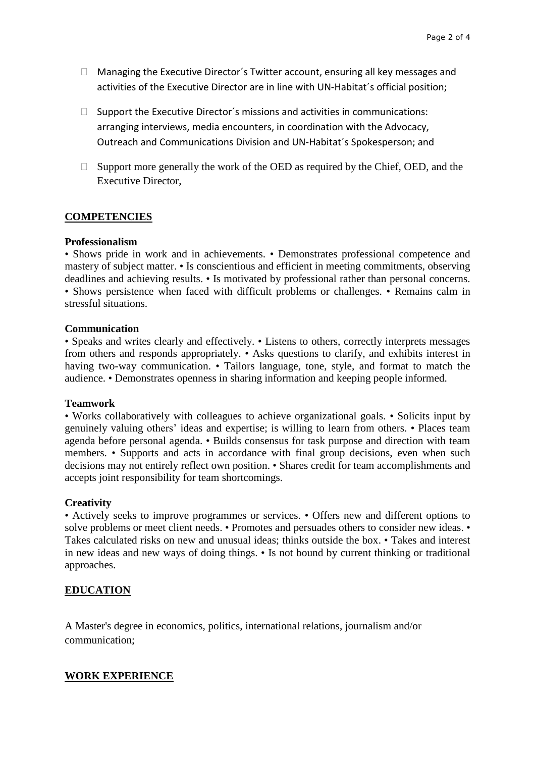- Managing the Executive Director´s Twitter account, ensuring all key messages and activities of the Executive Director are in line with UN-Habitat´s official position;
- Support the Executive Director´s missions and activities in communications: arranging interviews, media encounters, in coordination with the Advocacy, Outreach and Communications Division and UN-Habitat´s Spokesperson; and
- Support more generally the work of the OED as required by the Chief, OED, and the Executive Director,

## COMPETENCIES

**Professionalism**

• Shows pride in work and in achievements. • Demonstrates professional competence and mastery of subject matter. • Is conscientious and efficient in meeting commitments, observing deadlines and achieving results. • Is motivated by professional rather than personal concerns. • Shows persistence when faced with difficult problems or challenges. • Remains calm in stressful situations.

**Communication**

• Speaks and writes clearly and effectively. • Listens to others, correctly interprets messages from others and responds appropriately. • Asks questions to clarify, and exhibits interest in having two-way communication. • Tailors language, tone, style, and format to match the audience. • Demonstrates openness in sharing information and keeping people informed.

**Teamwork**

• Works collaboratively with colleagues to achieve organizational goals. • Solicits input by genuinely valuing others' ideas and expertise; is willing to learn from others. • Places team agenda before personal agenda. • Builds consensus for task purpose and direction with team members. • Supports and acts in accordance with final group decisions, even when such decisions may not entirely reflect own position. • Shares credit for team accomplishments and accepts joint responsibility for team shortcomings.

**Creativity**

• Actively seeks to improve programmes or services. • Offers new and different options to solve problems or meet client needs. • Promotes and persuades others to consider new ideas. • Takes calculated risks on new and unusual ideas; thinks outside the box. • Takes and interest in new ideas and new ways of doing things. • Is not bound by current thinking or traditional approaches.

## EDUCATION

A Master's degree in economics, politics, international relations, journalism and/or communication;

## WORK EXPERIENCE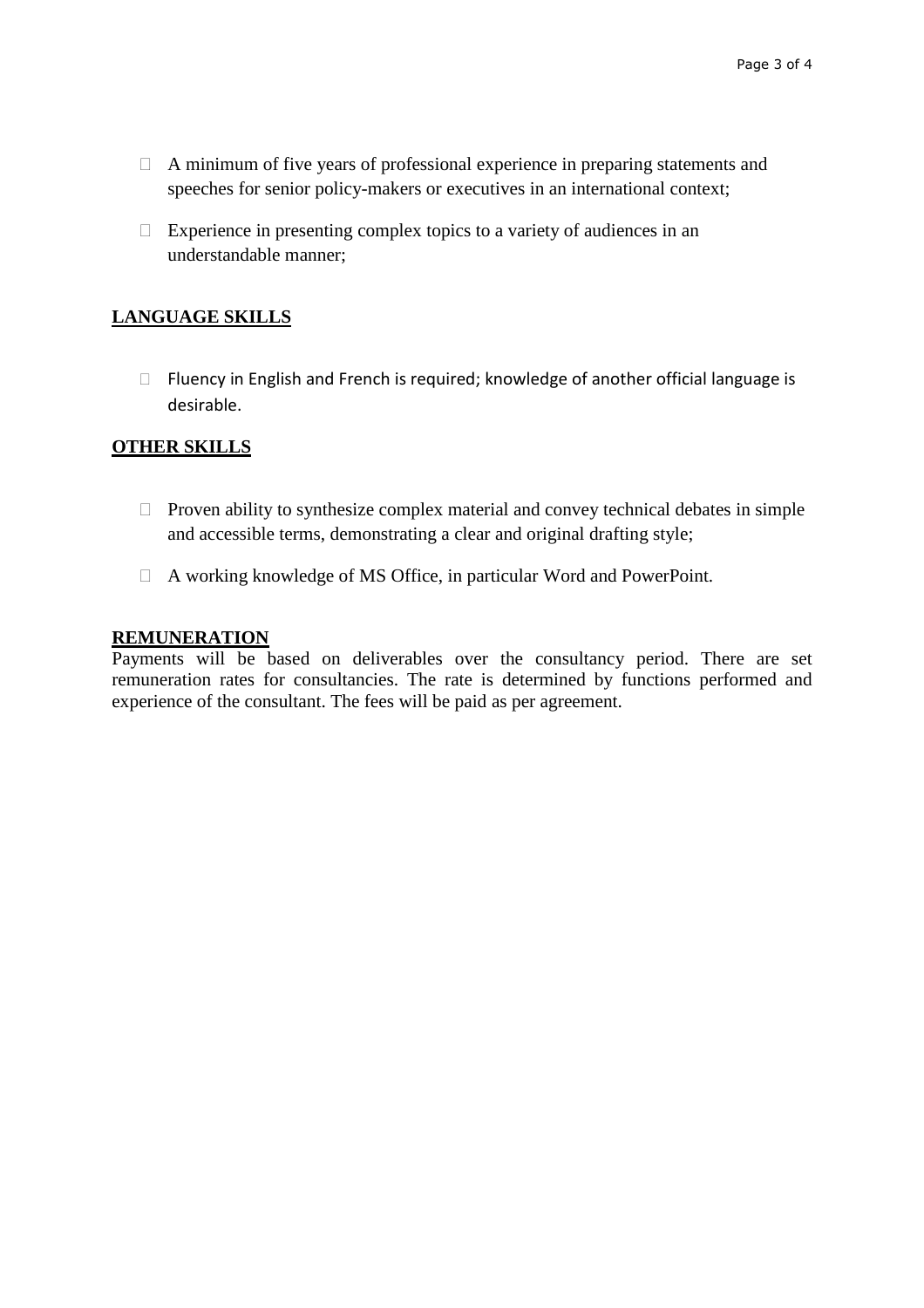- A minimum of five years of professional experience in preparing statements and speeches for senior policy-makers or executives in an international context;
- Experience in presenting complex topics to a variety of audiences in an understandable manner;

## LANGUAGE SKILLS

- Fluency in English and French is required; knowledge of another official language is desirable.

## OTHER SKILLS

- Proven ability to synthesize complex material and convey technical debates in simple and accessible terms, demonstrating a clear and original drafting style;
- A working knowledge of MS Office, in particular Word and PowerPoint.

## REMUNERATION

Payments will be based on deliverables over the consultancy period. There are set remuneration rates for consultancies. The rate is determined by functions performed and experience of the consultant. The fees will be paid as per agreement.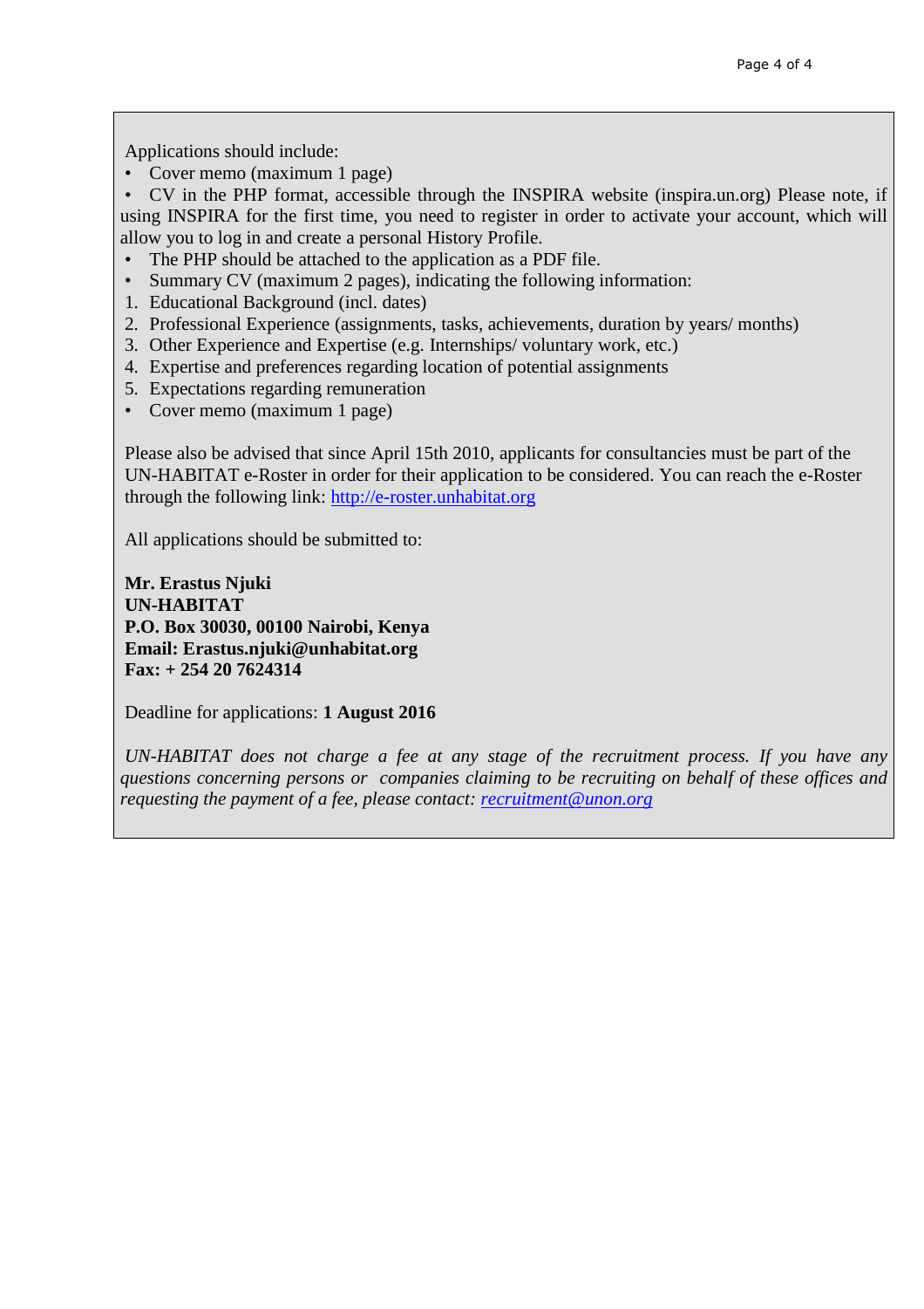Applications should include:

- Cover memo (maximum 1 page)
- CV in the PHP format, accessible through the INSPIRA website (inspira.un.org) Please note, if using INSPIRA for the first time, you need to register in order to activate your account, which will allow you to log in and create a personal History Profile.
- The PHP should be attached to the application as a PDF file.
- Summary CV (maximum 2 pages), indicating the following information:

1. Educational Background (incl. dates)
2. Professional Experience (assignments, tasks, achievements, duration by years/ months)
3. Other Experience and Expertise (e.g. Internships/ voluntary work, etc.)
4. Expertise and preferences regarding location of potential assignments
5. Expectations regarding remuneration

- Cover memo (maximum 1 page)

Please also be advised that since April 15th 2010, applicants for consultancies must be part of the UN-HABITAT e-Roster in order for their application to be considered. You can reach the e-Roster through the following link: http://e-roster.unhabitat.org

All applications should be submitted to:

**Mr. Erastus Njuki**
**UN-HABITAT**
**P.O. Box 30030, 00100 Nairobi, Kenya**
**Email: Erastus.njuki@unhabitat.org**
**Fax: + 254 20 7624314**

Deadline for applications: **1 August 2016**

*UN-HABITAT does not charge a fee at any stage of the recruitment process. If you have any questions concerning persons or companies claiming to be recruiting on behalf of these offices and requesting the payment of a fee, please contact: recruitment@unon.org*